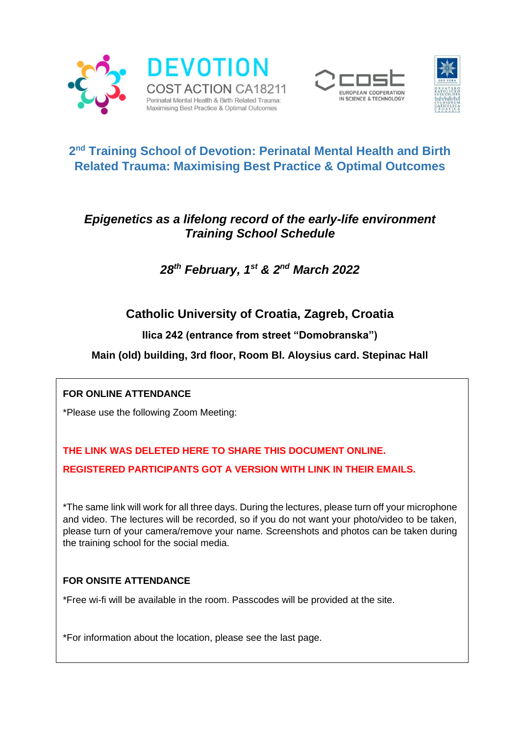DEVOTION

COST ACTION CA18211

Perinatal Mental Health & Birth Related Trauma: Maximising Best Practice & Optimal Outcomes

cost EUROPEAN COOPERATION IN SCIENCE & TECHNOLOGY

# 2nd Training School of Devotion: Perinatal Mental Health and Birth Related Trauma: Maximising Best Practice & Optimal Outcomes

## *Epigenetics as a lifelong record of the early-life environment Training School Schedule*

## *28th February, 1st & 2nd March 2022*

## Catholic University of Croatia, Zagreb, Croatia

**Ilica 242 (entrance from street "Domobranska")**

**Main (old) building, 3rd floor, Room Bl. Aloysius card. Stepinac Hall**

**FOR ONLINE ATTENDANCE**

*Please use the following Zoom Meeting:

**THE LINK WAS DELETED HERE TO SHARE THIS DOCUMENT ONLINE.**

**REGISTERED PARTICIPANTS GOT A VERSION WITH LINK IN THEIR EMAILS.**

*The same link will work for all three days. During the lectures, please turn off your microphone and video. The lectures will be recorded, so if you do not want your photo/video to be taken, please turn of your camera/remove your name. Screenshots and photos can be taken during the training school for the social media.

**FOR ONSITE ATTENDANCE**

*Free wi-fi will be available in the room. Passcodes will be provided at the site.

*For information about the location, please see the last page.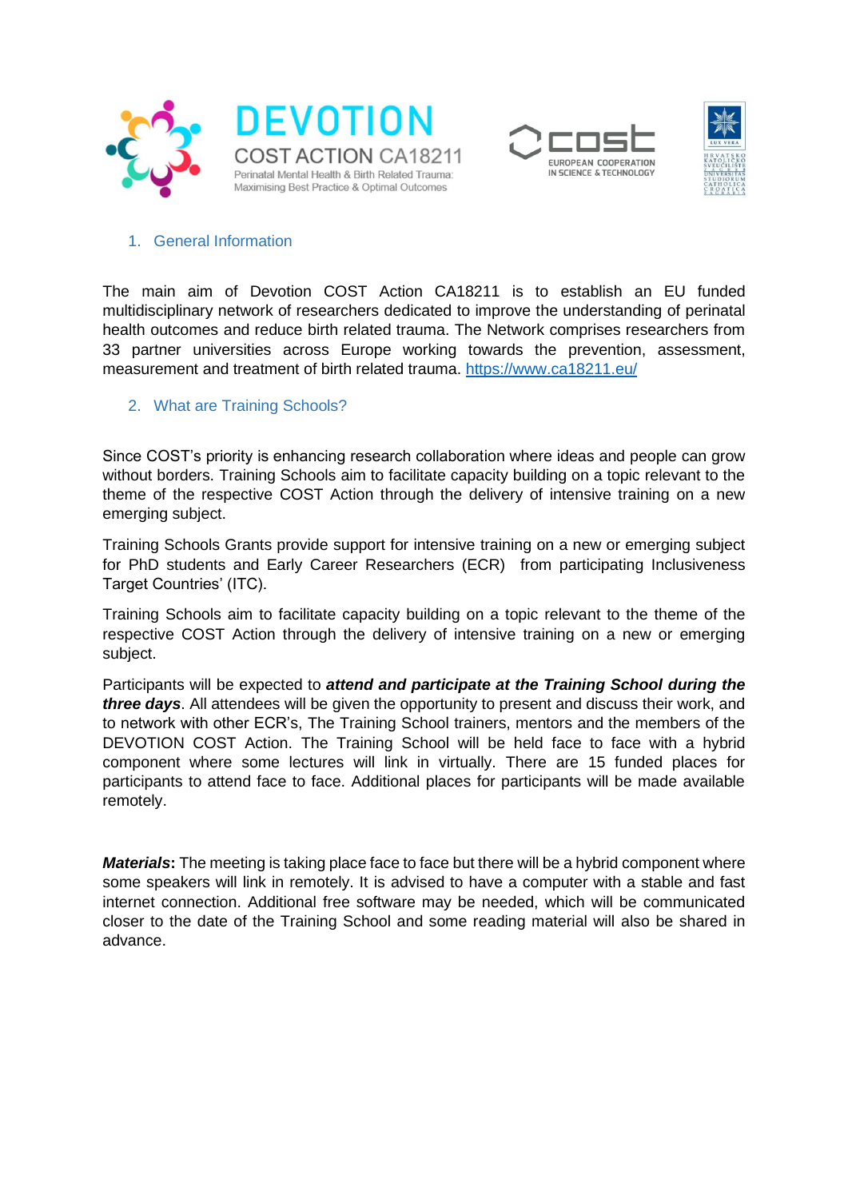## 1. General Information

The main aim of Devotion COST Action CA18211 is to establish an EU funded multidisciplinary network of researchers dedicated to improve the understanding of perinatal health outcomes and reduce birth related trauma. The Network comprises researchers from 33 partner universities across Europe working towards the prevention, assessment, measurement and treatment of birth related trauma. https://www.ca18211.eu/

## 2. What are Training Schools?

Since COST's priority is enhancing research collaboration where ideas and people can grow without borders. Training Schools aim to facilitate capacity building on a topic relevant to the theme of the respective COST Action through the delivery of intensive training on a new emerging subject.

Training Schools Grants provide support for intensive training on a new or emerging subject for PhD students and Early Career Researchers (ECR) from participating Inclusiveness Target Countries' (ITC).

Training Schools aim to facilitate capacity building on a topic relevant to the theme of the respective COST Action through the delivery of intensive training on a new or emerging subject.

Participants will be expected to ***attend and participate at the Training School during the three days***. All attendees will be given the opportunity to present and discuss their work, and to network with other ECR's, The Training School trainers, mentors and the members of the DEVOTION COST Action. The Training School will be held face to face with a hybrid component where some lectures will link in virtually. There are 15 funded places for participants to attend face to face. Additional places for participants will be made available remotely.

***Materials*:** The meeting is taking place face to face but there will be a hybrid component where some speakers will link in remotely. It is advised to have a computer with a stable and fast internet connection. Additional free software may be needed, which will be communicated closer to the date of the Training School and some reading material will also be shared in advance.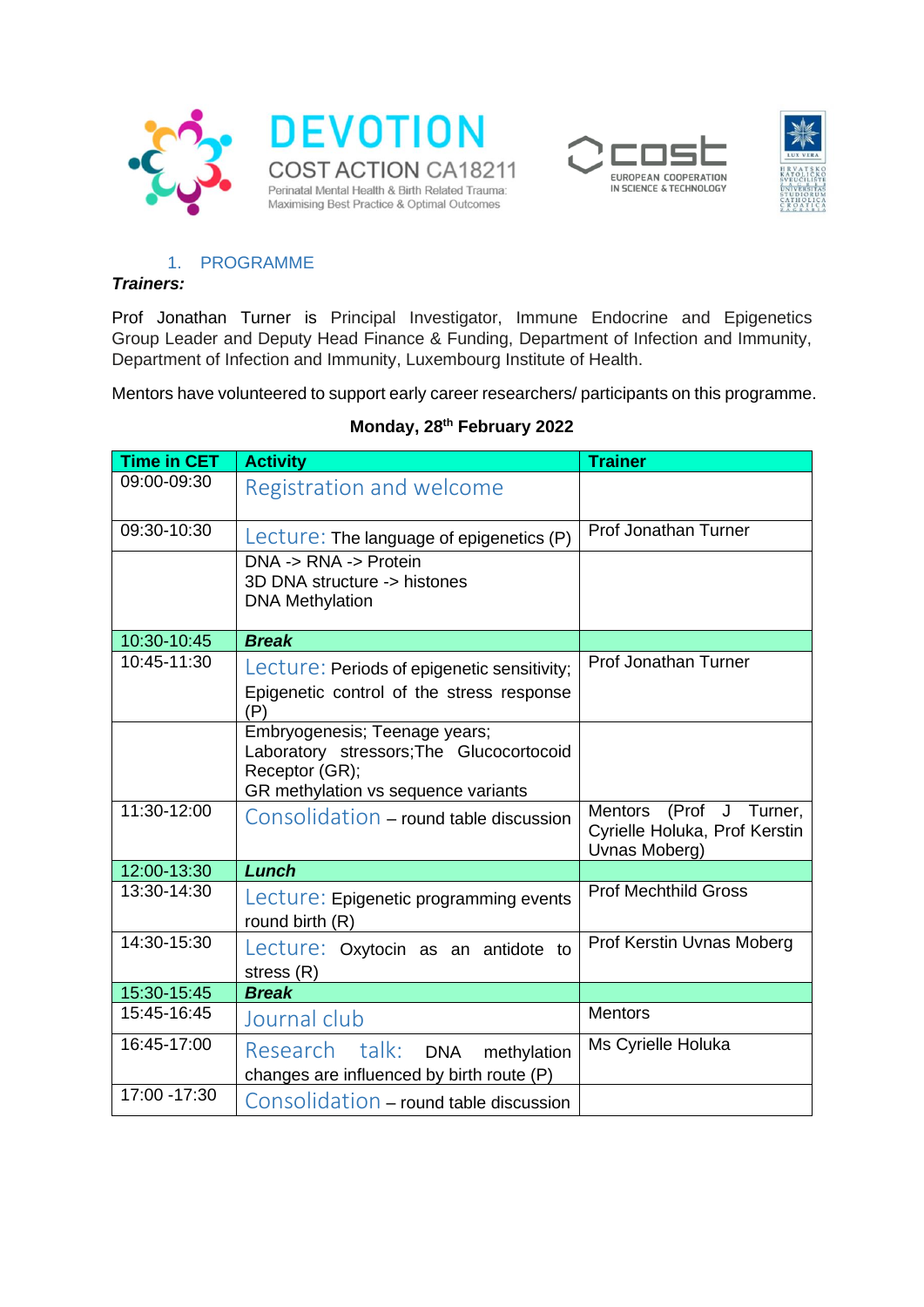## 1. PROGRAMME

***Trainers:***

Prof Jonathan Turner is Principal Investigator, Immune Endocrine and Epigenetics Group Leader and Deputy Head Finance & Funding, Department of Infection and Immunity, Department of Infection and Immunity, Luxembourg Institute of Health.

Mentors have volunteered to support early career researchers/ participants on this programme.

**Monday, 28th February 2022**

| Time in CET | Activity | Trainer |
|---|---|---|
| 09:00-09:30 | Registration and welcome | |
| 09:30-10:30 | Lecture: The language of epigenetics (P) | Prof Jonathan Turner |
| | DNA -> RNA -> Protein<br>3D DNA structure -> histones<br>DNA Methylation | |
| 10:30-10:45 | ***Break*** | |
| 10:45-11:30 | Lecture: Periods of epigenetic sensitivity; Epigenetic control of the stress response (P) | Prof Jonathan Turner |
| | Embryogenesis; Teenage years; Laboratory stressors;The Glucocortocoid Receptor (GR);<br>GR methylation vs sequence variants | |
| 11:30-12:00 | Consolidation – round table discussion | Mentors (Prof J Turner, Cyrielle Holuka, Prof Kerstin Uvnas Moberg) |
| 12:00-13:30 | ***Lunch*** | |
| 13:30-14:30 | Lecture: Epigenetic programming events round birth (R) | Prof Mechthild Gross |
| 14:30-15:30 | Lecture: Oxytocin as an antidote to stress (R) | Prof Kerstin Uvnas Moberg |
| 15:30-15:45 | ***Break*** | |
| 15:45-16:45 | Journal club | Mentors |
| 16:45-17:00 | Research talk: DNA methylation changes are influenced by birth route (P) | Ms Cyrielle Holuka |
| 17:00 -17:30 | Consolidation – round table discussion | |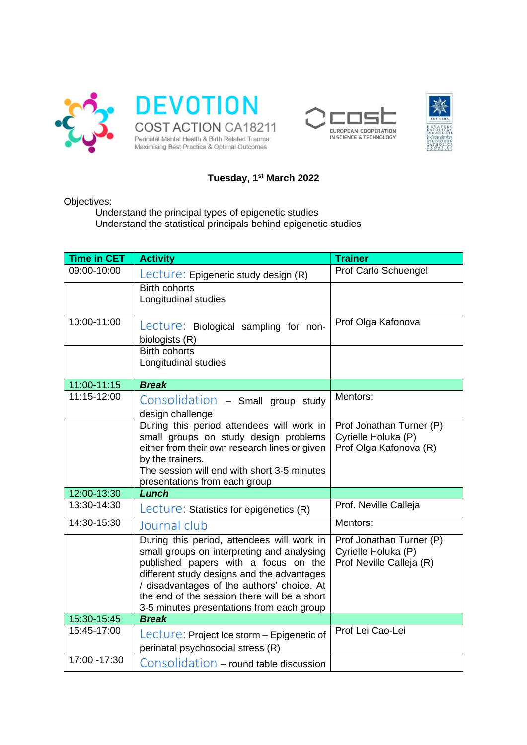DEVOTION

COST ACTION CA18211

Perinatal Mental Health & Birth Related Trauma: Maximising Best Practice & Optimal Outcomes

**Tuesday, 1st March 2022**

Objectives:

Understand the principal types of epigenetic studies

Understand the statistical principals behind epigenetic studies

| Time in CET | Activity | Trainer |
|---|---|---|
| 09:00-10:00 | Lecture: Epigenetic study design (R) | Prof Carlo Schuengel |
| | Birth cohorts<br>Longitudinal studies | |
| 10:00-11:00 | Lecture: Biological sampling for non-biologists (R) | Prof Olga Kafonova |
| | Birth cohorts<br>Longitudinal studies | |
| 11:00-11:15 | ***Break*** | |
| 11:15-12:00 | Consolidation – Small group study design challenge | Mentors: |
| | During this period attendees will work in small groups on study design problems either from their own research lines or given by the trainers.<br>The session will end with short 3-5 minutes presentations from each group | Prof Jonathan Turner (P)<br>Cyrielle Holuka (P)<br>Prof Olga Kafonova (R) |
| 12:00-13:30 | ***Lunch*** | |
| 13:30-14:30 | Lecture: Statistics for epigenetics (R) | Prof. Neville Calleja |
| 14:30-15:30 | Journal club | Mentors: |
| | During this period, attendees will work in small groups on interpreting and analysing published papers with a focus on the different study designs and the advantages / disadvantages of the authors' choice. At the end of the session there will be a short 3-5 minutes presentations from each group | Prof Jonathan Turner (P)<br>Cyrielle Holuka (P)<br>Prof Neville Calleja (R) |
| 15:30-15:45 | ***Break*** | |
| 15:45-17:00 | Lecture: Project Ice storm – Epigenetic of perinatal psychosocial stress (R) | Prof Lei Cao-Lei |
| 17:00 -17:30 | Consolidation – round table discussion | |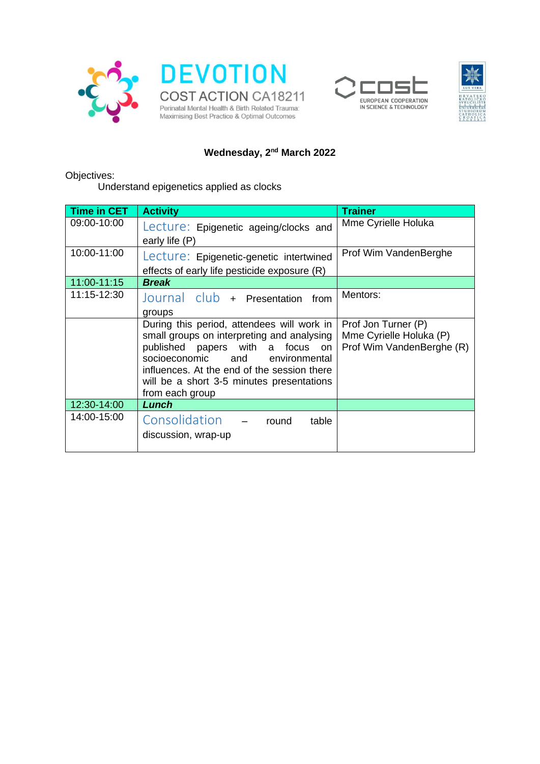**Wednesday, 2nd March 2022**

Objectives:

Understand epigenetics applied as clocks

| Time in CET | Activity | Trainer |
|---|---|---|
| 09:00-10:00 | Lecture: Epigenetic ageing/clocks and early life (P) | Mme Cyrielle Holuka |
| 10:00-11:00 | Lecture: Epigenetic-genetic intertwined effects of early life pesticide exposure (R) | Prof Wim VandenBerghe |
| 11:00-11:15 | ***Break*** | |
| 11:15-12:30 | Journal club + Presentation from groups | Mentors: |
| | During this period, attendees will work in small groups on interpreting and analysing published papers with a focus on socioeconomic and environmental influences. At the end of the session there will be a short 3-5 minutes presentations from each group | Prof Jon Turner (P)<br>Mme Cyrielle Holuka (P)<br>Prof Wim VandenBerghe (R) |
| 12:30-14:00 | ***Lunch*** | |
| 14:00-15:00 | Consolidation – round table discussion, wrap-up | |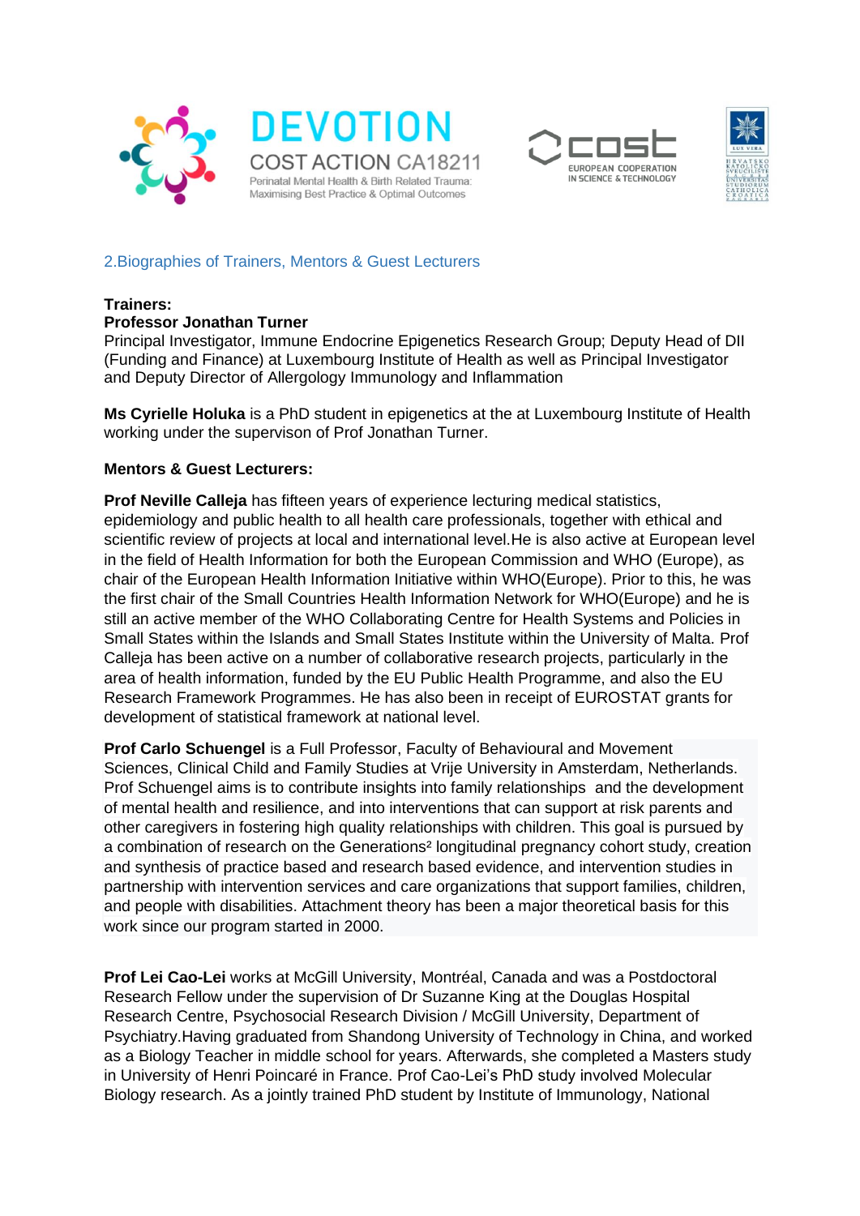## 2.Biographies of Trainers, Mentors & Guest Lecturers

**Trainers:**

**Professor Jonathan Turner**
Principal Investigator, Immune Endocrine Epigenetics Research Group; Deputy Head of DII (Funding and Finance) at Luxembourg Institute of Health as well as Principal Investigator and Deputy Director of Allergology Immunology and Inflammation

**Ms Cyrielle Holuka** is a PhD student in epigenetics at the at Luxembourg Institute of Health working under the supervision of Prof Jonathan Turner.

**Mentors & Guest Lecturers:**

**Prof Neville Calleja** has fifteen years of experience lecturing medical statistics, epidemiology and public health to all health care professionals, together with ethical and scientific review of projects at local and international level.He is also active at European level in the field of Health Information for both the European Commission and WHO (Europe), as chair of the European Health Information Initiative within WHO(Europe). Prior to this, he was the first chair of the Small Countries Health Information Network for WHO(Europe) and he is still an active member of the WHO Collaborating Centre for Health Systems and Policies in Small States within the Islands and Small States Institute within the University of Malta. Prof Calleja has been active on a number of collaborative research projects, particularly in the area of health information, funded by the EU Public Health Programme, and also the EU Research Framework Programmes. He has also been in receipt of EUROSTAT grants for development of statistical framework at national level.

**Prof Carlo Schuengel** is a Full Professor, Faculty of Behavioural and Movement Sciences, Clinical Child and Family Studies at Vrije University in Amsterdam, Netherlands. Prof Schuengel aims is to contribute insights into family relationships and the development of mental health and resilience, and into interventions that can support at risk parents and other caregivers in fostering high quality relationships with children. This goal is pursued by a combination of research on the Generations² longitudinal pregnancy cohort study, creation and synthesis of practice based and research based evidence, and intervention studies in partnership with intervention services and care organizations that support families, children, and people with disabilities. Attachment theory has been a major theoretical basis for this work since our program started in 2000.

**Prof Lei Cao-Lei** works at McGill University, Montréal, Canada and was a Postdoctoral Research Fellow under the supervision of Dr Suzanne King at the Douglas Hospital Research Centre, Psychosocial Research Division / McGill University, Department of Psychiatry.Having graduated from Shandong University of Technology in China, and worked as a Biology Teacher in middle school for years. Afterwards, she completed a Masters study in University of Henri Poincaré in France. Prof Cao-Lei's PhD study involved Molecular Biology research. As a jointly trained PhD student by Institute of Immunology, National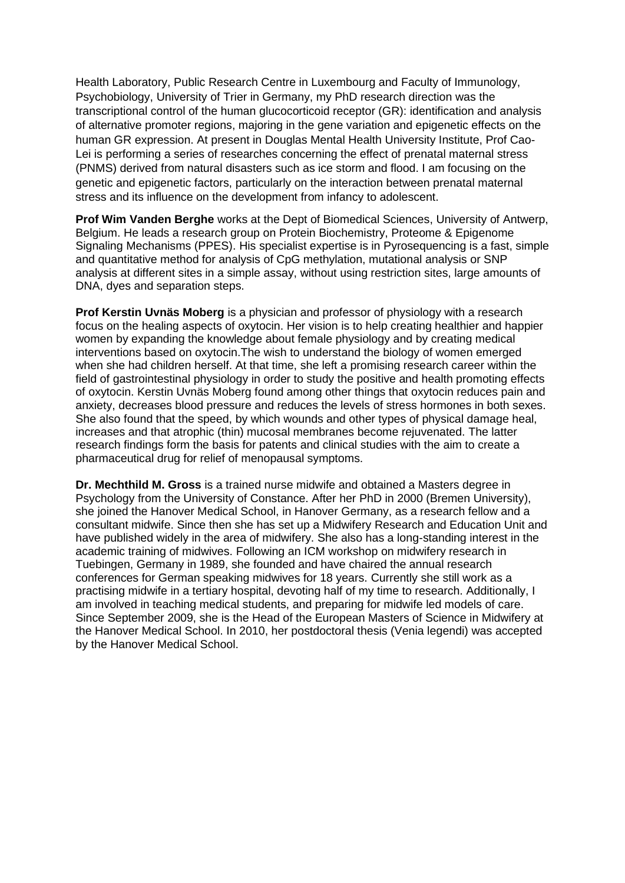Health Laboratory, Public Research Centre in Luxembourg and Faculty of Immunology, Psychobiology, University of Trier in Germany, my PhD research direction was the transcriptional control of the human glucocorticoid receptor (GR): identification and analysis of alternative promoter regions, majoring in the gene variation and epigenetic effects on the human GR expression. At present in Douglas Mental Health University Institute, Prof Cao-Lei is performing a series of researches concerning the effect of prenatal maternal stress (PNMS) derived from natural disasters such as ice storm and flood. I am focusing on the genetic and epigenetic factors, particularly on the interaction between prenatal maternal stress and its influence on the development from infancy to adolescent.

**Prof Wim Vanden Berghe** works at the Dept of Biomedical Sciences, University of Antwerp, Belgium. He leads a research group on Protein Biochemistry, Proteome & Epigenome Signaling Mechanisms (PPES). His specialist expertise is in Pyrosequencing is a fast, simple and quantitative method for analysis of CpG methylation, mutational analysis or SNP analysis at different sites in a simple assay, without using restriction sites, large amounts of DNA, dyes and separation steps.

**Prof Kerstin Uvnäs Moberg** is a physician and professor of physiology with a research focus on the healing aspects of oxytocin. Her vision is to help creating healthier and happier women by expanding the knowledge about female physiology and by creating medical interventions based on oxytocin.The wish to understand the biology of women emerged when she had children herself. At that time, she left a promising research career within the field of gastrointestinal physiology in order to study the positive and health promoting effects of oxytocin. Kerstin Uvnäs Moberg found among other things that oxytocin reduces pain and anxiety, decreases blood pressure and reduces the levels of stress hormones in both sexes. She also found that the speed, by which wounds and other types of physical damage heal, increases and that atrophic (thin) mucosal membranes become rejuvenated. The latter research findings form the basis for patents and clinical studies with the aim to create a pharmaceutical drug for relief of menopausal symptoms.

**Dr. Mechthild M. Gross** is a trained nurse midwife and obtained a Masters degree in Psychology from the University of Constance. After her PhD in 2000 (Bremen University), she joined the Hanover Medical School, in Hanover Germany, as a research fellow and a consultant midwife. Since then she has set up a Midwifery Research and Education Unit and have published widely in the area of midwifery. She also has a long-standing interest in the academic training of midwives. Following an ICM workshop on midwifery research in Tuebingen, Germany in 1989, she founded and have chaired the annual research conferences for German speaking midwives for 18 years. Currently she still work as a practising midwife in a tertiary hospital, devoting half of my time to research. Additionally, I am involved in teaching medical students, and preparing for midwife led models of care. Since September 2009, she is the Head of the European Masters of Science in Midwifery at the Hanover Medical School. In 2010, her postdoctoral thesis (Venia legendi) was accepted by the Hanover Medical School.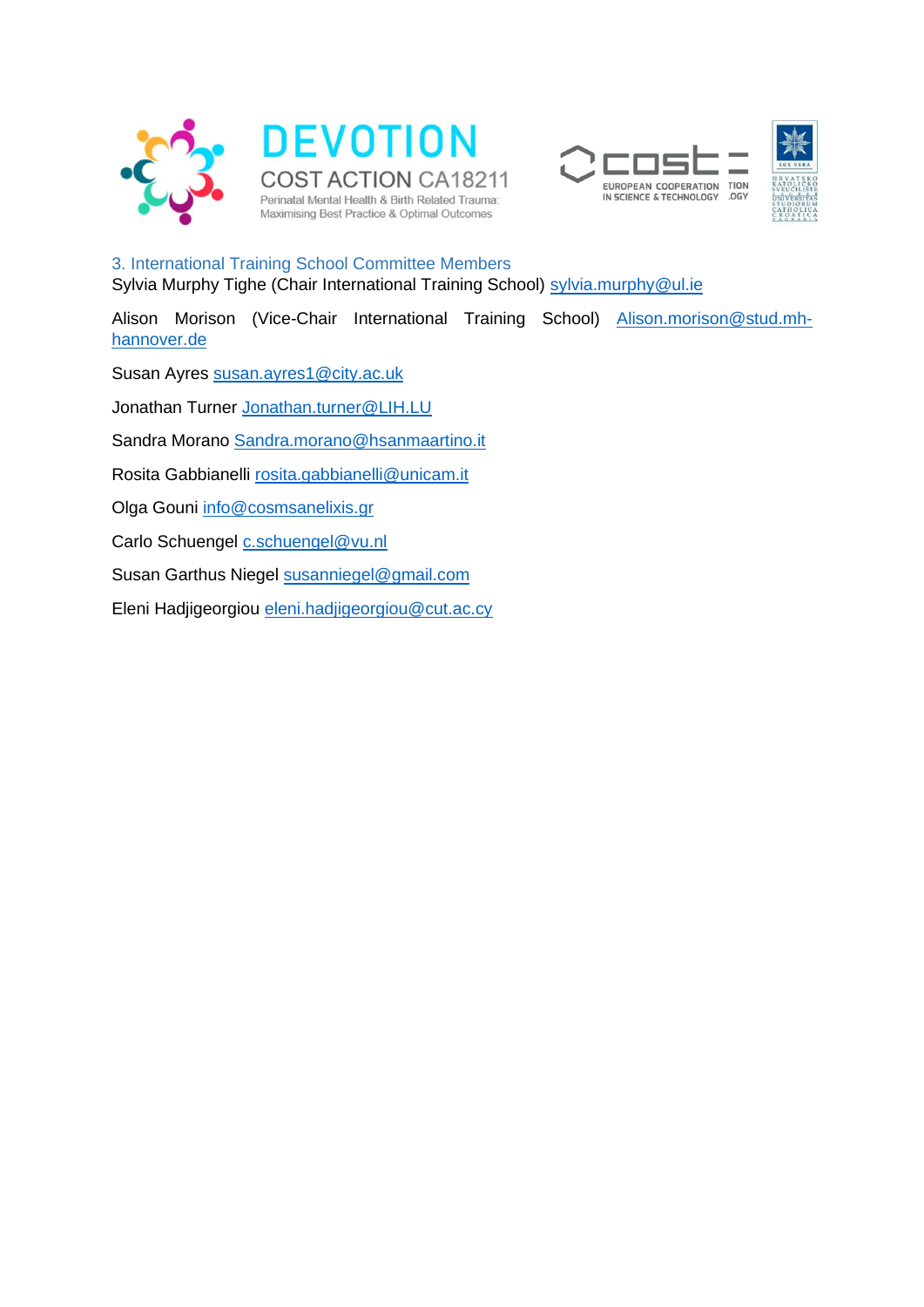### 3. International Training School Committee Members

Sylvia Murphy Tighe (Chair International Training School) sylvia.murphy@ul.ie

Alison Morison (Vice-Chair International Training School) Alison.morison@stud.mh-hannover.de

Susan Ayres susan.ayres1@city.ac.uk

Jonathan Turner Jonathan.turner@LIH.LU

Sandra Morano Sandra.morano@hsanmaartino.it

Rosita Gabbianelli rosita.gabbianelli@unicam.it

Olga Gouni info@cosmsanelixis.gr

Carlo Schuengel c.schuengel@vu.nl

Susan Garthus Niegel susanniegel@gmail.com

Eleni Hadjigeorgiou eleni.hadjigeorgiou@cut.ac.cy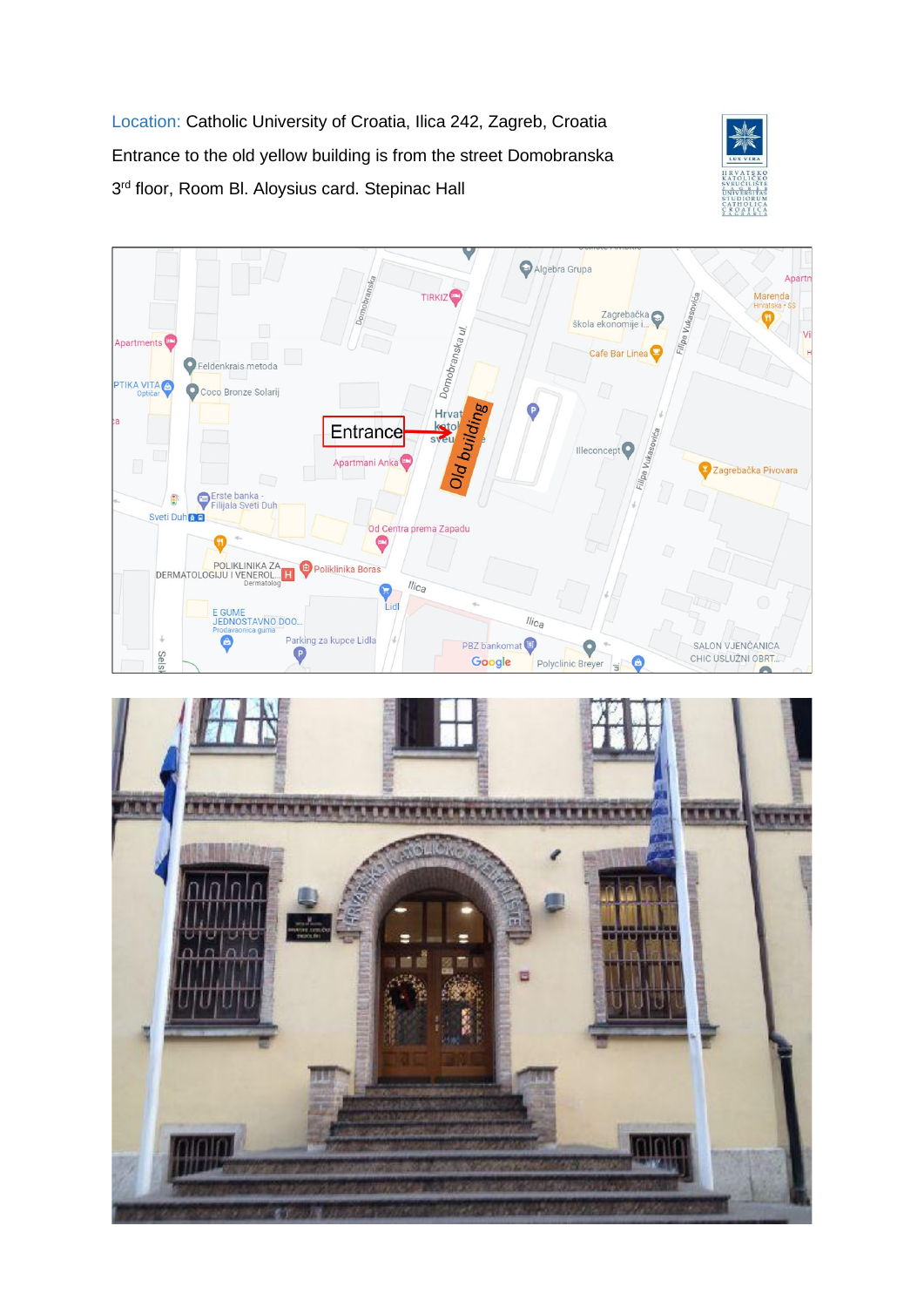Location: Catholic University of Croatia, Ilica 242, Zagreb, Croatia

Entrance to the old yellow building is from the street Domobranska

3[rd] floor, Room Bl. Aloysius card. Stepinac Hall